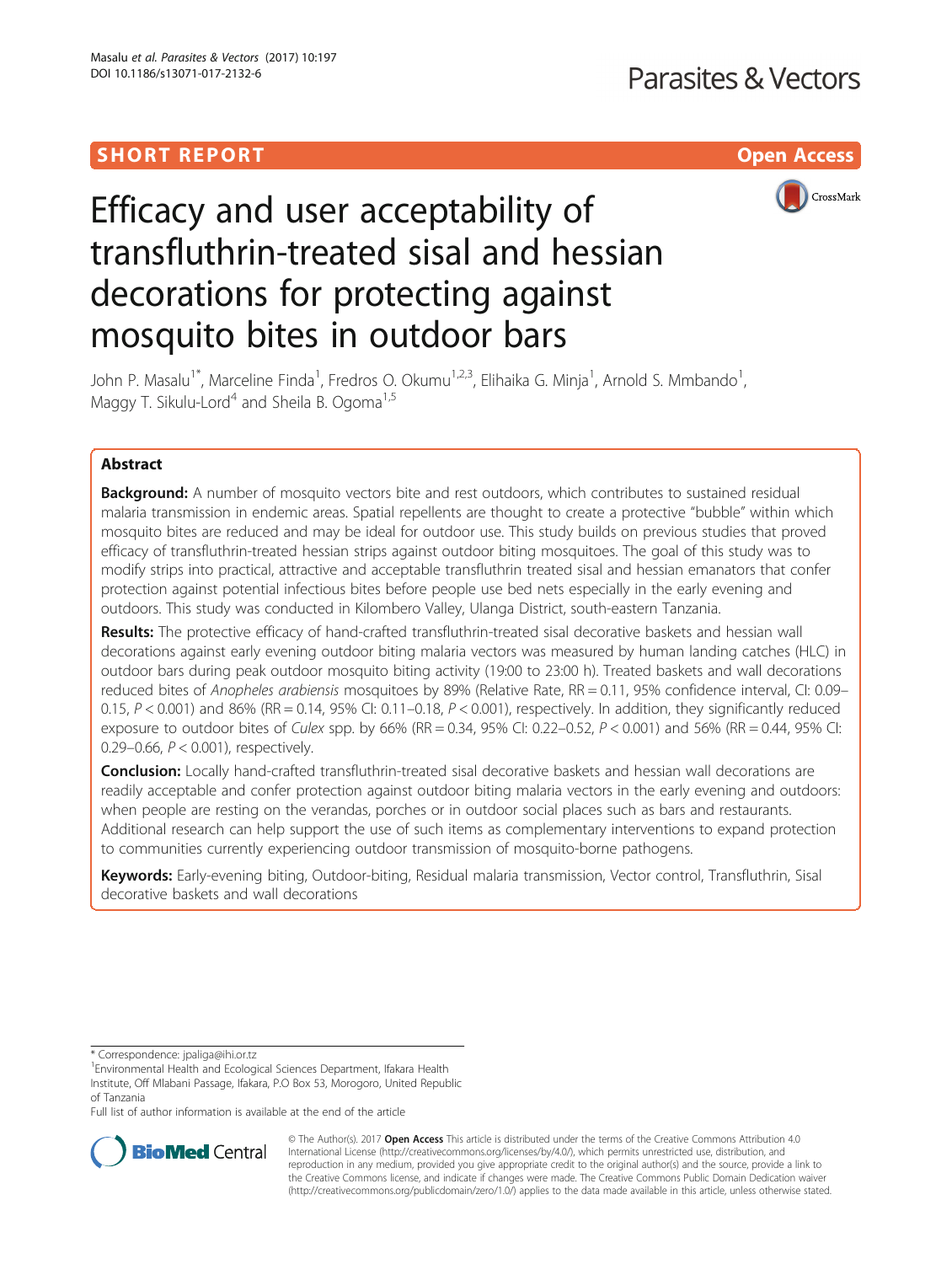SHORT REPORT

Open Access

# Efficacy and user acceptability of transfluthrin-treated sisal and hessian decorations for protecting against mosquito bites in outdoor bars

John P. Masalu[1*], Marceline Finda[1], Fredros O. Okumu[1,2,3], Elihaika G. Minja[1], Arnold S. Mmbando[1], Maggy T. Sikulu-Lord[4] and Sheila B. Ogoma[1,5]

## Abstract

**Background:** A number of mosquito vectors bite and rest outdoors, which contributes to sustained residual malaria transmission in endemic areas. Spatial repellents are thought to create a protective "bubble" within which mosquito bites are reduced and may be ideal for outdoor use. This study builds on previous studies that proved efficacy of transfluthrin-treated hessian strips against outdoor biting mosquitoes. The goal of this study was to modify strips into practical, attractive and acceptable transfluthrin treated sisal and hessian emanators that confer protection against potential infectious bites before people use bed nets especially in the early evening and outdoors. This study was conducted in Kilombero Valley, Ulanga District, south-eastern Tanzania.

**Results:** The protective efficacy of hand-crafted transfluthrin-treated sisal decorative baskets and hessian wall decorations against early evening outdoor biting malaria vectors was measured by human landing catches (HLC) in outdoor bars during peak outdoor mosquito biting activity (19:00 to 23:00 h). Treated baskets and wall decorations reduced bites of *Anopheles arabiensis* mosquitoes by 89% (Relative Rate, RR = 0.11, 95% confidence interval, CI: 0.09–0.15, $P < 0.001$) and 86% (RR = 0.14, 95% CI: 0.11–0.18, $P < 0.001$), respectively. In addition, they significantly reduced exposure to outdoor bites of *Culex* spp. by 66% (RR = 0.34, 95% CI: 0.22–0.52, $P < 0.001$) and 56% (RR = 0.44, 95% CI: 0.29–0.66, $P < 0.001$), respectively.

**Conclusion:** Locally hand-crafted transfluthrin-treated sisal decorative baskets and hessian wall decorations are readily acceptable and confer protection against outdoor biting malaria vectors in the early evening and outdoors: when people are resting on the verandas, porches or in outdoor social places such as bars and restaurants. Additional research can help support the use of such items as complementary interventions to expand protection to communities currently experiencing outdoor transmission of mosquito-borne pathogens.

**Keywords:** Early-evening biting, Outdoor-biting, Residual malaria transmission, Vector control, Transfluthrin, Sisal decorative baskets and wall decorations

\* Correspondence: jpaliga@ihi.or.tz

[1]Environmental Health and Ecological Sciences Department, Ifakara Health Institute, Off Mlabani Passage, Ifakara, P.O Box 53, Morogoro, United Republic of Tanzania

Full list of author information is available at the end of the article

© The Author(s). 2017 **Open Access** This article is distributed under the terms of the Creative Commons Attribution 4.0 International License (http://creativecommons.org/licenses/by/4.0/), which permits unrestricted use, distribution, and reproduction in any medium, provided you give appropriate credit to the original author(s) and the source, provide a link to the Creative Commons license, and indicate if changes were made. The Creative Commons Public Domain Dedication waiver (http://creativecommons.org/publicdomain/zero/1.0/) applies to the data made available in this article, unless otherwise stated.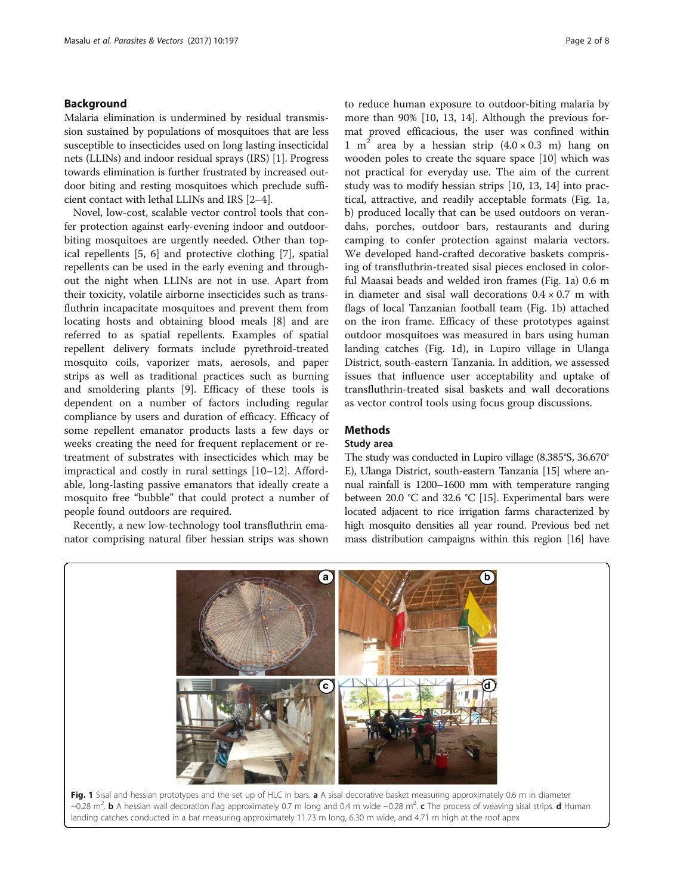## Background

Malaria elimination is undermined by residual transmission sustained by populations of mosquitoes that are less susceptible to insecticides used on long lasting insecticidal nets (LLINs) and indoor residual sprays (IRS) [1]. Progress towards elimination is further frustrated by increased outdoor biting and resting mosquitoes which preclude sufficient contact with lethal LLINs and IRS [2–4].

Novel, low-cost, scalable vector control tools that confer protection against early-evening indoor and outdoor-biting mosquitoes are urgently needed. Other than topical repellents [5, 6] and protective clothing [7], spatial repellents can be used in the early evening and throughout the night when LLINs are not in use. Apart from their toxicity, volatile airborne insecticides such as transfluthrin incapacitate mosquitoes and prevent them from locating hosts and obtaining blood meals [8] and are referred to as spatial repellents. Examples of spatial repellent delivery formats include pyrethroid-treated mosquito coils, vaporizer mats, aerosols, and paper strips as well as traditional practices such as burning and smoldering plants [9]. Efficacy of these tools is dependent on a number of factors including regular compliance by users and duration of efficacy. Efficacy of some repellent emanator products lasts a few days or weeks creating the need for frequent replacement or retreatment of substrates with insecticides which may be impractical and costly in rural settings [10–12]. Affordable, long-lasting passive emanators that ideally create a mosquito free "bubble" that could protect a number of people found outdoors are required.

Recently, a new low-technology tool transfluthrin emanator comprising natural fiber hessian strips was shown to reduce human exposure to outdoor-biting malaria by more than 90% [10, 13, 14]. Although the previous format proved efficacious, the user was confined within 1 $m^2$ area by a hessian strip ($4.0 \times 0.3$ m) hang on wooden poles to create the square space [10] which was not practical for everyday use. The aim of the current study was to modify hessian strips [10, 13, 14] into practical, attractive, and readily acceptable formats (Fig. 1a, b) produced locally that can be used outdoors on verandahs, porches, outdoor bars, restaurants and during camping to confer protection against malaria vectors. We developed hand-crafted decorative baskets comprising of transfluthrin-treated sisal pieces enclosed in colorful Maasai beads and welded iron frames (Fig. 1a) 0.6 m in diameter and sisal wall decorations $0.4 \times 0.7$ m with flags of local Tanzanian football team (Fig. 1b) attached on the iron frame. Efficacy of these prototypes against outdoor mosquitoes was measured in bars using human landing catches (Fig. 1d), in Lupiro village in Ulanga District, south-eastern Tanzania. In addition, we assessed issues that influence user acceptability and uptake of transfluthrin-treated sisal baskets and wall decorations as vector control tools using focus group discussions.

## Methods

### Study area

The study was conducted in Lupiro village (8.385°S, 36.670° E), Ulanga District, south-eastern Tanzania [15] where annual rainfall is 1200–1600 mm with temperature ranging between 20.0 °C and 32.6 °C [15]. Experimental bars were located adjacent to rice irrigation farms characterized by high mosquito densities all year round. Previous bed net mass distribution campaigns within this region [16] have

**Fig. 1** Sisal and hessian prototypes and the set up of HLC in bars. **a** A sisal decorative basket measuring approximately 0.6 m in diameter ~0.28 $m^2$. **b** A hessian wall decoration flag approximately 0.7 m long and 0.4 m wide ~0.28 $m^2$. **c** The process of weaving sisal strips. **d** Human landing catches conducted in a bar measuring approximately 11.73 m long, 6.30 m wide, and 4.71 m high at the roof apex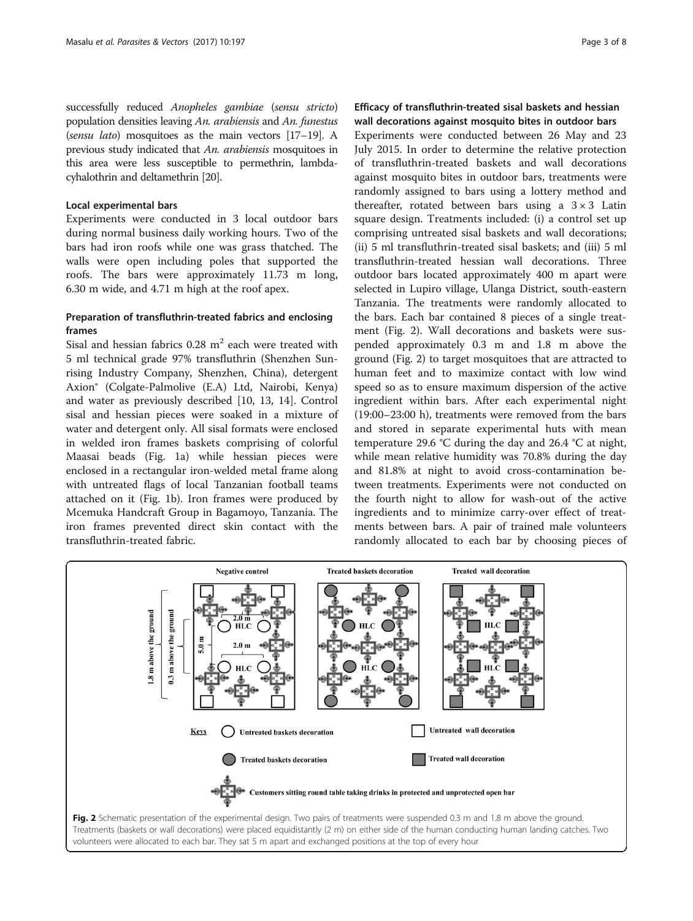successfully reduced *Anopheles gambiae* (*sensu stricto*) population densities leaving *An. arabiensis* and *An. funestus* (*sensu lato*) mosquitoes as the main vectors [17–19]. A previous study indicated that *An. arabiensis* mosquitoes in this area were less susceptible to permethrin, lambdacyhalothrin and deltamethrin [20].

### Local experimental bars

Experiments were conducted in 3 local outdoor bars during normal business daily working hours. Two of the bars had iron roofs while one was grass thatched. The walls were open including poles that supported the roofs. The bars were approximately 11.73 m long, 6.30 m wide, and 4.71 m high at the roof apex.

### Preparation of transfluthrin-treated fabrics and enclosing frames

Sisal and hessian fabrics 0.28 $m^2$ each were treated with 5 ml technical grade 97% transfluthrin (Shenzhen Sunrising Industry Company, Shenzhen, China), detergent Axion® (Colgate-Palmolive (E.A) Ltd, Nairobi, Kenya) and water as previously described [10, 13, 14]. Control sisal and hessian pieces were soaked in a mixture of water and detergent only. All sisal formats were enclosed in welded iron frames baskets comprising of colorful Maasai beads (Fig. 1a) while hessian pieces were enclosed in a rectangular iron-welded metal frame along with untreated flags of local Tanzanian football teams attached on it (Fig. 1b). Iron frames were produced by Mcemuka Handcraft Group in Bagamoyo, Tanzania. The iron frames prevented direct skin contact with the transfluthrin-treated fabric.

### Efficacy of transfluthrin-treated sisal baskets and hessian wall decorations against mosquito bites in outdoor bars

Experiments were conducted between 26 May and 23 July 2015. In order to determine the relative protection of transfluthrin-treated baskets and wall decorations against mosquito bites in outdoor bars, treatments were randomly assigned to bars using a lottery method and thereafter, rotated between bars using a $3 \times 3$ Latin square design. Treatments included: (i) a control set up comprising untreated sisal baskets and wall decorations; (ii) 5 ml transfluthrin-treated sisal baskets; and (iii) 5 ml transfluthrin-treated hessian wall decorations. Three outdoor bars located approximately 400 m apart were selected in Lupiro village, Ulanga District, south-eastern Tanzania. The treatments were randomly allocated to the bars. Each bar contained 8 pieces of a single treatment (Fig. 2). Wall decorations and baskets were suspended approximately 0.3 m and 1.8 m above the ground (Fig. 2) to target mosquitoes that are attracted to human feet and to maximize contact with low wind speed so as to ensure maximum dispersion of the active ingredient within bars. After each experimental night (19:00–23:00 h), treatments were removed from the bars and stored in separate experimental huts with mean temperature 29.6 °C during the day and 26.4 °C at night, while mean relative humidity was 70.8% during the day and 81.8% at night to avoid cross-contamination between treatments. Experiments were not conducted on the fourth night to allow for wash-out of the active ingredients and to minimize carry-over effect of treatments between bars. A pair of trained male volunteers randomly allocated to each bar by choosing pieces of

**Fig. 2** Schematic presentation of the experimental design. Two pairs of treatments were suspended 0.3 m and 1.8 m above the ground. Treatments (baskets or wall decorations) were placed equidistantly (2 m) on either side of the human conducting human landing catches. Two volunteers were allocated to each bar. They sat 5 m apart and exchanged positions at the top of every hour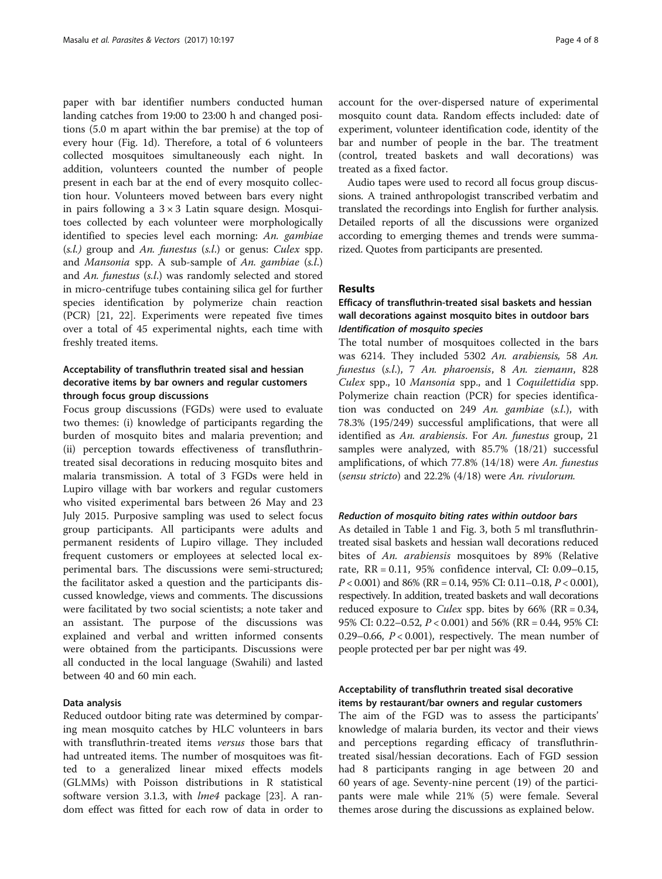paper with bar identifier numbers conducted human landing catches from 19:00 to 23:00 h and changed positions (5.0 m apart within the bar premise) at the top of every hour (Fig. 1d). Therefore, a total of 6 volunteers collected mosquitoes simultaneously each night. In addition, volunteers counted the number of people present in each bar at the end of every mosquito collection hour. Volunteers moved between bars every night in pairs following a 3 × 3 Latin square design. Mosquitoes collected by each volunteer were morphologically identified to species level each morning: *An. gambiae* (*s.l.*) group and *An. funestus* (*s.l.*) or genus: *Culex* spp. and *Mansonia* spp. A sub-sample of *An. gambiae* (*s.l.*) and *An. funestus* (*s.l.*) was randomly selected and stored in micro-centrifuge tubes containing silica gel for further species identification by polymerize chain reaction (PCR) [21, 22]. Experiments were repeated five times over a total of 45 experimental nights, each time with freshly treated items.

### Acceptability of transfluthrin treated sisal and hessian decorative items by bar owners and regular customers through focus group discussions

Focus group discussions (FGDs) were used to evaluate two themes: (i) knowledge of participants regarding the burden of mosquito bites and malaria prevention; and (ii) perception towards effectiveness of transfluthrin-treated sisal decorations in reducing mosquito bites and malaria transmission. A total of 3 FGDs were held in Lupiro village with bar workers and regular customers who visited experimental bars between 26 May and 23 July 2015. Purposive sampling was used to select focus group participants. All participants were adults and permanent residents of Lupiro village. They included frequent customers or employees at selected local experimental bars. The discussions were semi-structured; the facilitator asked a question and the participants discussed knowledge, views and comments. The discussions were facilitated by two social scientists; a note taker and an assistant. The purpose of the discussions was explained and verbal and written informed consents were obtained from the participants. Discussions were all conducted in the local language (Swahili) and lasted between 40 and 60 min each.

#### Data analysis

Reduced outdoor biting rate was determined by comparing mean mosquito catches by HLC volunteers in bars with transfluthrin-treated items *versus* those bars that had untreated items. The number of mosquitoes was fitted to a generalized linear mixed effects models (GLMMs) with Poisson distributions in R statistical software version 3.1.3, with *lme4* package [23]. A random effect was fitted for each row of data in order to account for the over-dispersed nature of experimental mosquito count data. Random effects included: date of experiment, volunteer identification code, identity of the bar and number of people in the bar. The treatment (control, treated baskets and wall decorations) was treated as a fixed factor.

Audio tapes were used to record all focus group discussions. A trained anthropologist transcribed verbatim and translated the recordings into English for further analysis. Detailed reports of all the discussions were organized according to emerging themes and trends were summarized. Quotes from participants are presented.

## Results

### Efficacy of transfluthrin-treated sisal baskets and hessian wall decorations against mosquito bites in outdoor bars

#### *Identification of mosquito species*

The total number of mosquitoes collected in the bars was 6214. They included 5302 *An. arabiensis,* 58 *An. funestus* (*s.l.*), 7 *An. pharoensis*, 8 *An. ziemann*, 828 *Culex* spp., 10 *Mansonia* spp., and 1 *Coquilettidia* spp. Polymerize chain reaction (PCR) for species identification was conducted on 249 *An. gambiae* (*s.l.*), with 78.3% (195/249) successful amplifications, that were all identified as *An. arabiensis*. For *An. funestus* group, 21 samples were analyzed, with 85.7% (18/21) successful amplifications, of which 77.8% (14/18) were *An. funestus* (*sensu stricto*) and 22.2% (4/18) were *An. rivulorum.*

#### *Reduction of mosquito biting rates within outdoor bars*

As detailed in Table 1 and Fig. 3, both 5 ml transfluthrin-treated sisal baskets and hessian wall decorations reduced bites of *An. arabiensis* mosquitoes by 89% (Relative rate, RR = 0.11, 95% confidence interval, CI: 0.09–0.15, $P < 0.001$) and 86% (RR = 0.14, 95% CI: 0.11–0.18, $P < 0.001$), respectively. In addition, treated baskets and wall decorations reduced exposure to *Culex* spp. bites by 66% (RR = 0.34, 95% CI: 0.22–0.52, $P < 0.001$) and 56% (RR = 0.44, 95% CI: 0.29–0.66, $P < 0.001$), respectively. The mean number of people protected per bar per night was 49.

### Acceptability of transfluthrin treated sisal decorative items by restaurant/bar owners and regular customers

The aim of the FGD was to assess the participants' knowledge of malaria burden, its vector and their views and perceptions regarding efficacy of transfluthrin-treated sisal/hessian decorations. Each of FGD session had 8 participants ranging in age between 20 and 60 years of age. Seventy-nine percent (19) of the participants were male while 21% (5) were female. Several themes arose during the discussions as explained below.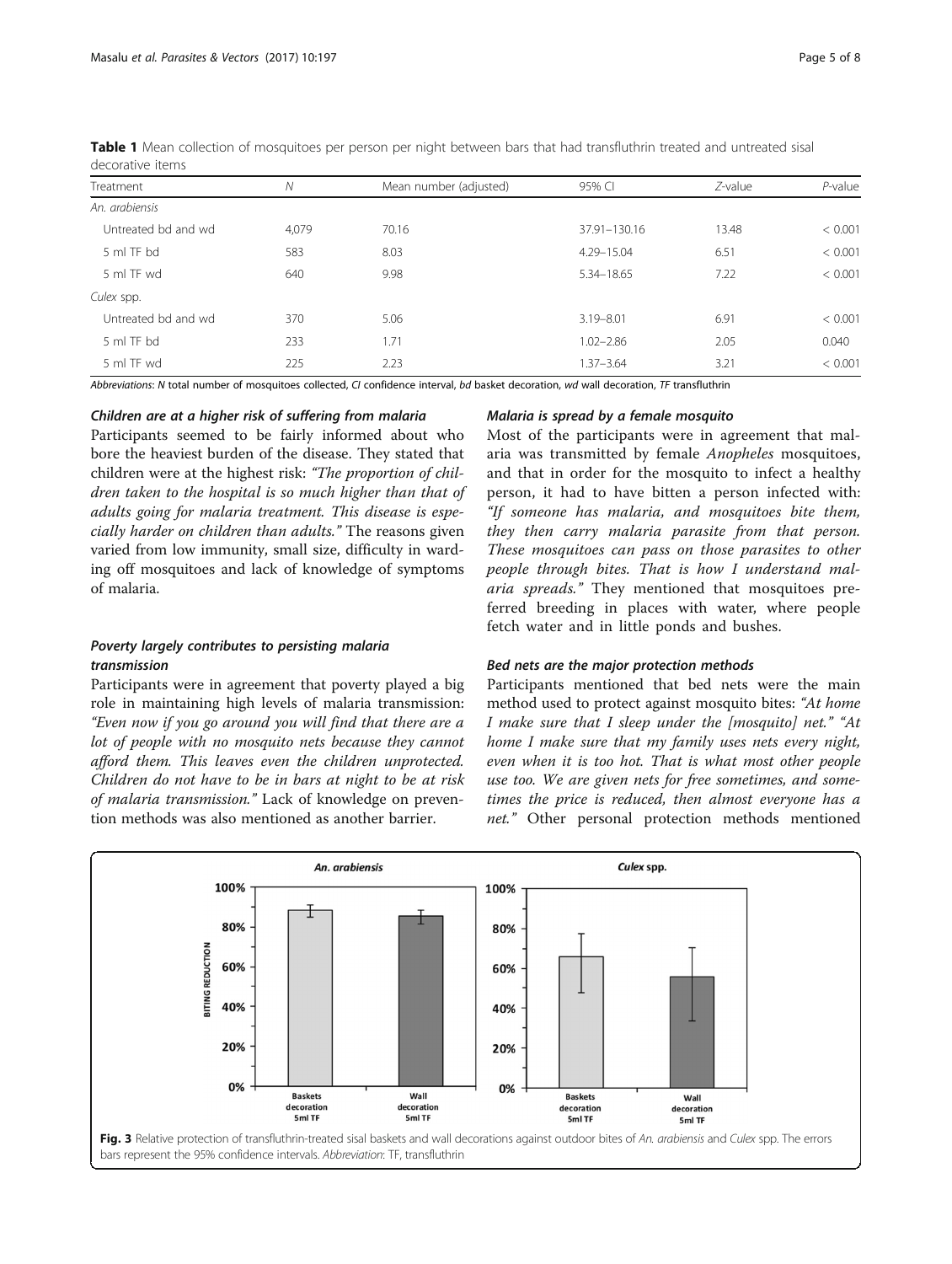**Table 1** Mean collection of mosquitoes per person per night between bars that had transfluthrin treated and untreated sisal decorative items

| Treatment | *N* | Mean number (adjusted) | 95% CI | *Z*-value | *P*-value |
|---|---|---|---|---|---|
| *An. arabiensis* | | | | | |
| Untreated bd and wd | 4,079 | 70.16 | 37.91–130.16 | 13.48 | < 0.001 |
| 5 ml TF bd | 583 | 8.03 | 4.29–15.04 | 6.51 | < 0.001 |
| 5 ml TF wd | 640 | 9.98 | 5.34–18.65 | 7.22 | < 0.001 |
| *Culex* spp. | | | | | |
| Untreated bd and wd | 370 | 5.06 | 3.19–8.01 | 6.91 | < 0.001 |
| 5 ml TF bd | 233 | 1.71 | 1.02–2.86 | 2.05 | 0.040 |
| 5 ml TF wd | 225 | 2.23 | 1.37–3.64 | 3.21 | < 0.001 |

*Abbreviations*: *N* total number of mosquitoes collected, *CI* confidence interval, *bd* basket decoration, *wd* wall decoration, *TF* transfluthrin

#### *Children are at a higher risk of suffering from malaria*

Participants seemed to be fairly informed about who bore the heaviest burden of the disease. They stated that children were at the highest risk: *"The proportion of children taken to the hospital is so much higher than that of adults going for malaria treatment. This disease is especially harder on children than adults."* The reasons given varied from low immunity, small size, difficulty in warding off mosquitoes and lack of knowledge of symptoms of malaria.

#### *Poverty largely contributes to persisting malaria transmission*

Participants were in agreement that poverty played a big role in maintaining high levels of malaria transmission: *"Even now if you go around you will find that there are a lot of people with no mosquito nets because they cannot afford them. This leaves even the children unprotected. Children do not have to be in bars at night to be at risk of malaria transmission."* Lack of knowledge on prevention methods was also mentioned as another barrier.

#### *Malaria is spread by a female mosquito*

Most of the participants were in agreement that malaria was transmitted by female *Anopheles* mosquitoes, and that in order for the mosquito to infect a healthy person, it had to have bitten a person infected with: *"If someone has malaria, and mosquitoes bite them, they then carry malaria parasite from that person. These mosquitoes can pass on those parasites to other people through bites. That is how I understand malaria spreads."* They mentioned that mosquitoes preferred breeding in places with water, where people fetch water and in little ponds and bushes.

#### *Bed nets are the major protection methods*

Participants mentioned that bed nets were the main method used to protect against mosquito bites: *"At home I make sure that I sleep under the [mosquito] net." "At home I make sure that my family uses nets every night, even when it is too hot. That is what most other people use too. We are given nets for free sometimes, and sometimes the price is reduced, then almost everyone has a net."* Other personal protection methods mentioned

**Fig. 3** Relative protection of transfluthrin-treated sisal baskets and wall decorations against outdoor bites of *An. arabiensis* and *Culex* spp. The errors bars represent the 95% confidence intervals. *Abbreviation*: TF, transfluthrin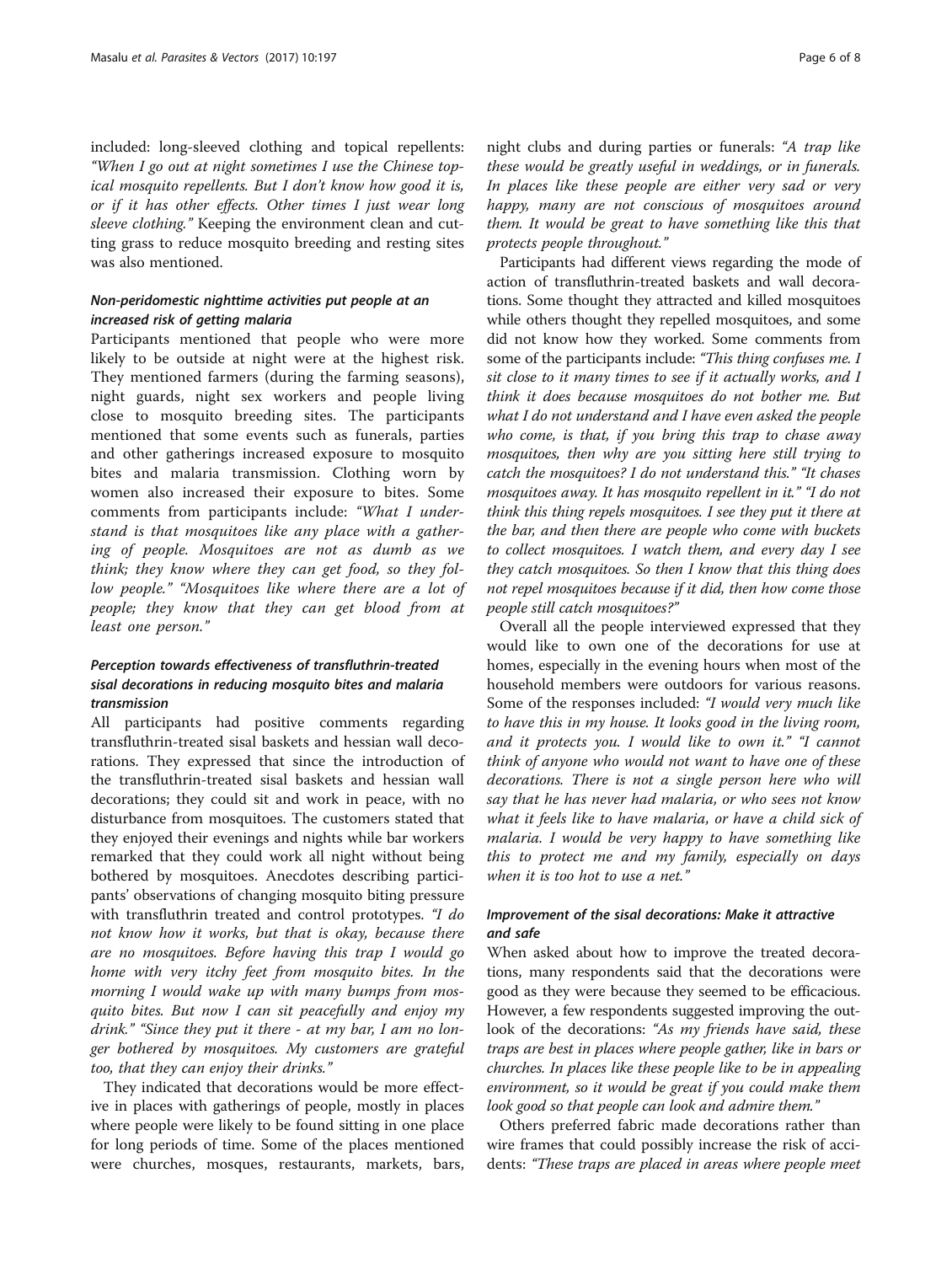included: long-sleeved clothing and topical repellents: *"When I go out at night sometimes I use the Chinese topical mosquito repellents. But I don't know how good it is, or if it has other effects. Other times I just wear long sleeve clothing."* Keeping the environment clean and cutting grass to reduce mosquito breeding and resting sites was also mentioned.

### *Non-peridomestic nighttime activities put people at an increased risk of getting malaria*

Participants mentioned that people who were more likely to be outside at night were at the highest risk. They mentioned farmers (during the farming seasons), night guards, night sex workers and people living close to mosquito breeding sites. The participants mentioned that some events such as funerals, parties and other gatherings increased exposure to mosquito bites and malaria transmission. Clothing worn by women also increased their exposure to bites. Some comments from participants include: *"What I understand is that mosquitoes like any place with a gathering of people. Mosquitoes are not as dumb as we think; they know where they can get food, so they follow people." "Mosquitoes like where there are a lot of people; they know that they can get blood from at least one person."*

### *Perception towards effectiveness of transfluthrin-treated sisal decorations in reducing mosquito bites and malaria transmission*

All participants had positive comments regarding transfluthrin-treated sisal baskets and hessian wall decorations. They expressed that since the introduction of the transfluthrin-treated sisal baskets and hessian wall decorations; they could sit and work in peace, with no disturbance from mosquitoes. The customers stated that they enjoyed their evenings and nights while bar workers remarked that they could work all night without being bothered by mosquitoes. Anecdotes describing participants' observations of changing mosquito biting pressure with transfluthrin treated and control prototypes. *"I do not know how it works, but that is okay, because there are no mosquitoes. Before having this trap I would go home with very itchy feet from mosquito bites. In the morning I would wake up with many bumps from mosquito bites. But now I can sit peacefully and enjoy my drink." "Since they put it there - at my bar, I am no longer bothered by mosquitoes. My customers are grateful too, that they can enjoy their drinks."*

They indicated that decorations would be more effective in places with gatherings of people, mostly in places where people were likely to be found sitting in one place for long periods of time. Some of the places mentioned were churches, mosques, restaurants, markets, bars, night clubs and during parties or funerals: *"A trap like these would be greatly useful in weddings, or in funerals. In places like these people are either very sad or very happy, many are not conscious of mosquitoes around them. It would be great to have something like this that protects people throughout."*

Participants had different views regarding the mode of action of transfluthrin-treated baskets and wall decorations. Some thought they attracted and killed mosquitoes while others thought they repelled mosquitoes, and some did not know how they worked. Some comments from some of the participants include: *"This thing confuses me. I sit close to it many times to see if it actually works, and I think it does because mosquitoes do not bother me. But what I do not understand and I have even asked the people who come, is that, if you bring this trap to chase away mosquitoes, then why are you sitting here still trying to catch the mosquitoes? I do not understand this." "It chases mosquitoes away. It has mosquito repellent in it." "I do not think this thing repels mosquitoes. I see they put it there at the bar, and then there are people who come with buckets to collect mosquitoes. I watch them, and every day I see they catch mosquitoes. So then I know that this thing does not repel mosquitoes because if it did, then how come those people still catch mosquitoes?"*

Overall all the people interviewed expressed that they would like to own one of the decorations for use at homes, especially in the evening hours when most of the household members were outdoors for various reasons. Some of the responses included: *"I would very much like to have this in my house. It looks good in the living room, and it protects you. I would like to own it." "I cannot think of anyone who would not want to have one of these decorations. There is not a single person here who will say that he has never had malaria, or who sees not know what it feels like to have malaria, or have a child sick of malaria. I would be very happy to have something like this to protect me and my family, especially on days when it is too hot to use a net."*

### *Improvement of the sisal decorations: Make it attractive and safe*

When asked about how to improve the treated decorations, many respondents said that the decorations were good as they were because they seemed to be efficacious. However, a few respondents suggested improving the outlook of the decorations: *"As my friends have said, these traps are best in places where people gather, like in bars or churches. In places like these people like to be in appealing environment, so it would be great if you could make them look good so that people can look and admire them."*

Others preferred fabric made decorations rather than wire frames that could possibly increase the risk of accidents: *"These traps are placed in areas where people meet*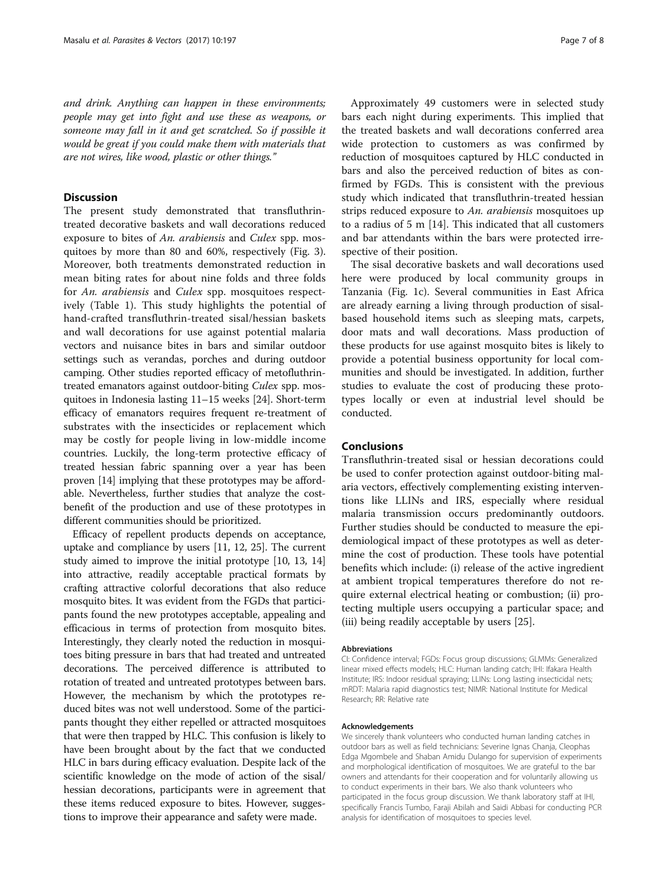*and drink. Anything can happen in these environments; people may get into fight and use these as weapons, or someone may fall in it and get scratched. So if possible it would be great if you could make them with materials that are not wires, like wood, plastic or other things."*

## Discussion

The present study demonstrated that transfluthrin-treated decorative baskets and wall decorations reduced exposure to bites of *An. arabiensis* and *Culex* spp. mosquitoes by more than 80 and 60%, respectively (Fig. 3). Moreover, both treatments demonstrated reduction in mean biting rates for about nine folds and three folds for *An. arabiensis* and *Culex* spp. mosquitoes respectively (Table 1). This study highlights the potential of hand-crafted transfluthrin-treated sisal/hessian baskets and wall decorations for use against potential malaria vectors and nuisance bites in bars and similar outdoor settings such as verandas, porches and during outdoor camping. Other studies reported efficacy of metofluthrin-treated emanators against outdoor-biting *Culex* spp. mosquitoes in Indonesia lasting 11–15 weeks [24]. Short-term efficacy of emanators requires frequent re-treatment of substrates with the insecticides or replacement which may be costly for people living in low-middle income countries. Luckily, the long-term protective efficacy of treated hessian fabric spanning over a year has been proven [14] implying that these prototypes may be affordable. Nevertheless, further studies that analyze the cost-benefit of the production and use of these prototypes in different communities should be prioritized.

Efficacy of repellent products depends on acceptance, uptake and compliance by users [11, 12, 25]. The current study aimed to improve the initial prototype [10, 13, 14] into attractive, readily acceptable practical formats by crafting attractive colorful decorations that also reduce mosquito bites. It was evident from the FGDs that participants found the new prototypes acceptable, appealing and efficacious in terms of protection from mosquito bites. Interestingly, they clearly noted the reduction in mosquitoes biting pressure in bars that had treated and untreated decorations. The perceived difference is attributed to rotation of treated and untreated prototypes between bars. However, the mechanism by which the prototypes reduced bites was not well understood. Some of the participants thought they either repelled or attracted mosquitoes that were then trapped by HLC. This confusion is likely to have been brought about by the fact that we conducted HLC in bars during efficacy evaluation. Despite lack of the scientific knowledge on the mode of action of the sisal/hessian decorations, participants were in agreement that these items reduced exposure to bites. However, suggestions to improve their appearance and safety were made.

Approximately 49 customers were in selected study bars each night during experiments. This implied that the treated baskets and wall decorations conferred area wide protection to customers as was confirmed by reduction of mosquitoes captured by HLC conducted in bars and also the perceived reduction of bites as confirmed by FGDs. This is consistent with the previous study which indicated that transfluthrin-treated hessian strips reduced exposure to *An. arabiensis* mosquitoes up to a radius of 5 m [14]. This indicated that all customers and bar attendants within the bars were protected irrespective of their position.

The sisal decorative baskets and wall decorations used here were produced by local community groups in Tanzania (Fig. 1c). Several communities in East Africa are already earning a living through production of sisal-based household items such as sleeping mats, carpets, door mats and wall decorations. Mass production of these products for use against mosquito bites is likely to provide a potential business opportunity for local communities and should be investigated. In addition, further studies to evaluate the cost of producing these prototypes locally or even at industrial level should be conducted.

## Conclusions

Transfluthrin-treated sisal or hessian decorations could be used to confer protection against outdoor-biting malaria vectors, effectively complementing existing interventions like LLINs and IRS, especially where residual malaria transmission occurs predominantly outdoors. Further studies should be conducted to measure the epidemiological impact of these prototypes as well as determine the cost of production. These tools have potential benefits which include: (i) release of the active ingredient at ambient tropical temperatures therefore do not require external electrical heating or combustion; (ii) protecting multiple users occupying a particular space; and (iii) being readily acceptable by users [25].

#### Abbreviations

CI: Confidence interval; FGDs: Focus group discussions; GLMMs: Generalized linear mixed effects models; HLC: Human landing catch; IHI: Ifakara Health Institute; IRS: Indoor residual spraying; LLINs: Long lasting insecticidal nets; mRDT: Malaria rapid diagnostics test; NIMR: National Institute for Medical Research; RR: Relative rate

#### Acknowledgements

We sincerely thank volunteers who conducted human landing catches in outdoor bars as well as field technicians: Severine Ignas Chanja, Cleophas Edga Mgombele and Shaban Amidu Dulango for supervision of experiments and morphological identification of mosquitoes. We are grateful to the bar owners and attendants for their cooperation and for voluntarily allowing us to conduct experiments in their bars. We also thank volunteers who participated in the focus group discussion. We thank laboratory staff at IHI, specifically Francis Tumbo, Faraji Abilah and Saidi Abbasi for conducting PCR analysis for identification of mosquitoes to species level.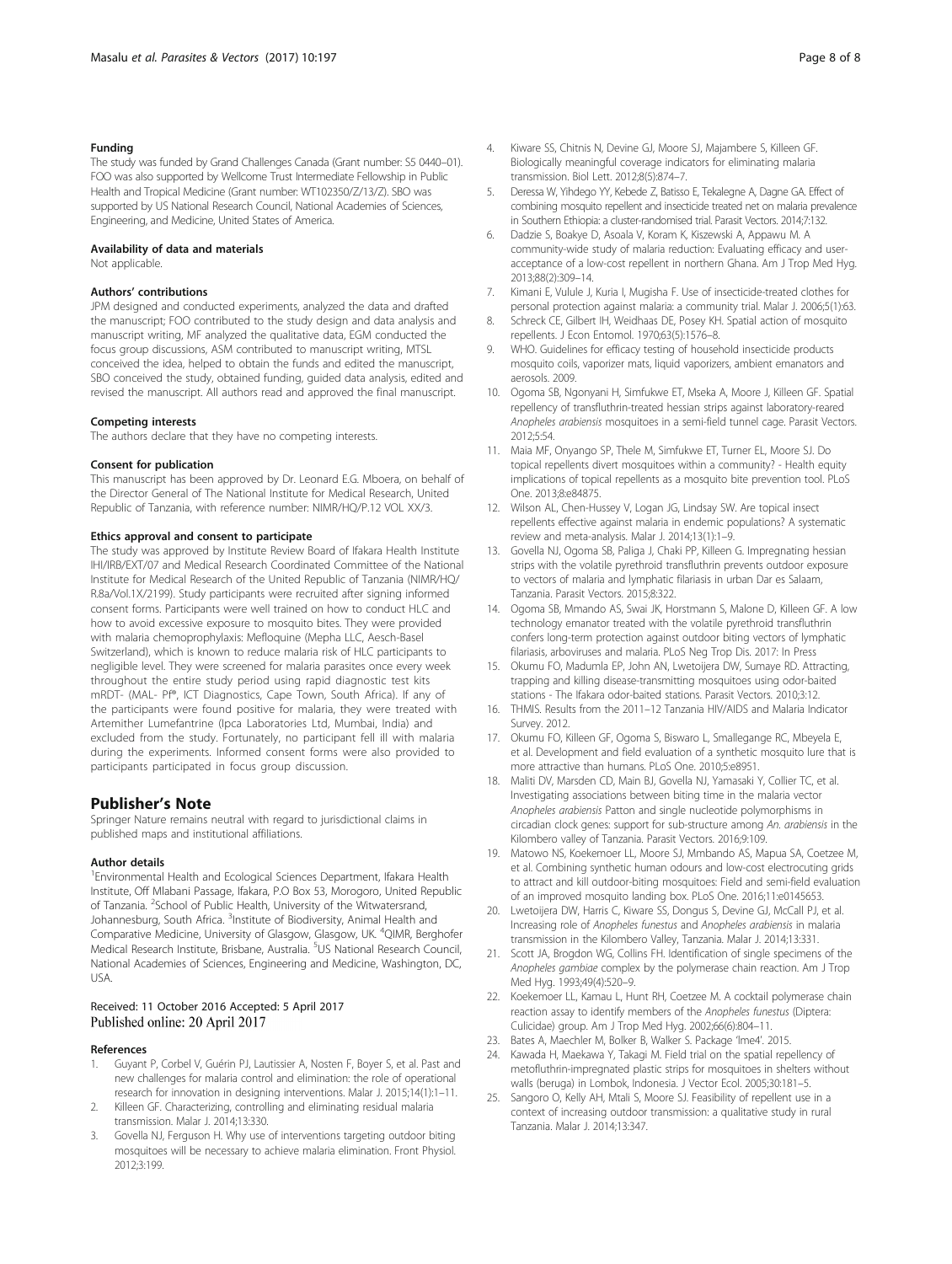#### Funding

The study was funded by Grand Challenges Canada (Grant number: S5 0440–01). FOO was also supported by Wellcome Trust Intermediate Fellowship in Public Health and Tropical Medicine (Grant number: WT102350/Z/13/Z). SBO was supported by US National Research Council, National Academies of Sciences, Engineering, and Medicine, United States of America.

#### Availability of data and materials

Not applicable.

#### Authors' contributions

JPM designed and conducted experiments, analyzed the data and drafted the manuscript; FOO contributed to the study design and data analysis and manuscript writing, MF analyzed the qualitative data, EGM conducted the focus group discussions, ASM contributed to manuscript writing, MTSL conceived the idea, helped to obtain the funds and edited the manuscript, SBO conceived the study, obtained funding, guided data analysis, edited and revised the manuscript. All authors read and approved the final manuscript.

#### Competing interests

The authors declare that they have no competing interests.

#### Consent for publication

This manuscript has been approved by Dr. Leonard E.G. Mboera, on behalf of the Director General of The National Institute for Medical Research, United Republic of Tanzania, with reference number: NIMR/HQ/P.12 VOL XX/3.

#### Ethics approval and consent to participate

The study was approved by Institute Review Board of Ifakara Health Institute IHI/IRB/EXT/07 and Medical Research Coordinated Committee of the National Institute for Medical Research of the United Republic of Tanzania (NIMR/HQ/R.8a/Vol.1X/2199). Study participants were recruited after signing informed consent forms. Participants were well trained on how to conduct HLC and how to avoid excessive exposure to mosquito bites. They were provided with malaria chemoprophylaxis: Mefloquine (Mepha LLC, Aesch-Basel Switzerland), which is known to reduce malaria risk of HLC participants to negligible level. They were screened for malaria parasites once every week throughout the entire study period using rapid diagnostic test kits mRDT- (MAL- Pf®, ICT Diagnostics, Cape Town, South Africa). If any of the participants were found positive for malaria, they were treated with Artemither Lumefantrine (Ipca Laboratories Ltd, Mumbai, India) and excluded from the study. Fortunately, no participant fell ill with malaria during the experiments. Informed consent forms were also provided to participants participated in focus group discussion.

## Publisher's Note

Springer Nature remains neutral with regard to jurisdictional claims in published maps and institutional affiliations.

#### Author details

[1]Environmental Health and Ecological Sciences Department, Ifakara Health Institute, Off Mlabani Passage, Ifakara, P.O Box 53, Morogoro, United Republic of Tanzania. [2]School of Public Health, University of the Witwatersrand, Johannesburg, South Africa. [3]Institute of Biodiversity, Animal Health and Comparative Medicine, University of Glasgow, Glasgow, UK. [4]QIMR, Berghofer Medical Research Institute, Brisbane, Australia. [5]US National Research Council, National Academies of Sciences, Engineering and Medicine, Washington, DC, USA.

Received: 11 October 2016 Accepted: 5 April 2017
Published online: 20 April 2017

#### References

1. Guyant P, Corbel V, Guérin PJ, Lautissier A, Nosten F, Boyer S, et al. Past and new challenges for malaria control and elimination: the role of operational research for innovation in designing interventions. Malar J. 2015;14(1):1–11.
2. Killeen GF. Characterizing, controlling and eliminating residual malaria transmission. Malar J. 2014;13:330.
3. Govella NJ, Ferguson H. Why use of interventions targeting outdoor biting mosquitoes will be necessary to achieve malaria elimination. Front Physiol. 2012;3:199.
4. Kiware SS, Chitnis N, Devine GJ, Moore SJ, Majambere S, Killeen GF. Biologically meaningful coverage indicators for eliminating malaria transmission. Biol Lett. 2012;8(5):874–7.
5. Deressa W, Yihdego YY, Kebede Z, Batisso E, Tekalegne A, Dagne GA. Effect of combining mosquito repellent and insecticide treated net on malaria prevalence in Southern Ethiopia: a cluster-randomised trial. Parasit Vectors. 2014;7:132.
6. Dadzie S, Boakye D, Asoala V, Koram K, Kiszewski A, Appawu M. A community-wide study of malaria reduction: Evaluating efficacy and user-acceptance of a low-cost repellent in northern Ghana. Am J Trop Med Hyg. 2013;88(2):309–14.
7. Kimani E, Vulule J, Kuria I, Mugisha F. Use of insecticide-treated clothes for personal protection against malaria: a community trial. Malar J. 2006;5(1):63.
8. Schreck CE, Gilbert IH, Weidhaas DE, Posey KH. Spatial action of mosquito repellents. J Econ Entomol. 1970;63(5):1576–8.
9. WHO. Guidelines for efficacy testing of household insecticide products mosquito coils, vaporizer mats, liquid vaporizers, ambient emanators and aerosols. 2009.
10. Ogoma SB, Ngonyani H, Simfukwe ET, Mseka A, Moore J, Killeen GF. Spatial repellency of transfluthrin-treated hessian strips against laboratory-reared *Anopheles arabiensis* mosquitoes in a semi-field tunnel cage. Parasit Vectors. 2012;5:54.
11. Maia MF, Onyango SP, Thele M, Simfukwe ET, Turner EL, Moore SJ. Do topical repellents divert mosquitoes within a community? - Health equity implications of topical repellents as a mosquito bite prevention tool. PLoS One. 2013;8:e84875.
12. Wilson AL, Chen-Hussey V, Logan JG, Lindsay SW. Are topical insect repellents effective against malaria in endemic populations? A systematic review and meta-analysis. Malar J. 2014;13(1):1–9.
13. Govella NJ, Ogoma SB, Paliga J, Chaki PP, Killeen G. Impregnating hessian strips with the volatile pyrethroid transfluthrin prevents outdoor exposure to vectors of malaria and lymphatic filariasis in urban Dar es Salaam, Tanzania. Parasit Vectors. 2015;8:322.
14. Ogoma SB, Mmando AS, Swai JK, Horstmann S, Malone D, Killeen GF. A low technology emanator treated with the volatile pyrethroid transfluthrin confers long-term protection against outdoor biting vectors of lymphatic filariasis, arboviruses and malaria. PLoS Neg Trop Dis. 2017: In Press
15. Okumu FO, Madumla EP, John AN, Lwetoijera DW, Sumaye RD. Attracting, trapping and killing disease-transmitting mosquitoes using odor-baited stations - The Ifakara odor-baited stations. Parasit Vectors. 2010;3:12.
16. THMIS. Results from the 2011–12 Tanzania HIV/AIDS and Malaria Indicator Survey. 2012.
17. Okumu FO, Killeen GF, Ogoma S, Biswaro L, Smallegange RC, Mbeyela E, et al. Development and field evaluation of a synthetic mosquito lure that is more attractive than humans. PLoS One. 2010;5:e8951.
18. Maliti DV, Marsden CD, Main BJ, Govella NJ, Yamasaki Y, Collier TC, et al. Investigating associations between biting time in the malaria vector *Anopheles arabiensis* Patton and single nucleotide polymorphisms in circadian clock genes: support for sub-structure among *An. arabiensis* in the Kilombero valley of Tanzania. Parasit Vectors. 2016;9:109.
19. Matowo NS, Koekemoer LL, Moore SJ, Mmbando AS, Mapua SA, Coetzee M, et al. Combining synthetic human odours and low-cost electrocuting grids to attract and kill outdoor-biting mosquitoes: Field and semi-field evaluation of an improved mosquito landing box. PLoS One. 2016;11:e0145653.
20. Lwetoijera DW, Harris C, Kiware SS, Dongus S, Devine GJ, McCall PJ, et al. Increasing role of *Anopheles funestus* and *Anopheles arabiensis* in malaria transmission in the Kilombero Valley, Tanzania. Malar J. 2014;13:331.
21. Scott JA, Brogdon WG, Collins FH. Identification of single specimens of the *Anopheles gambiae* complex by the polymerase chain reaction. Am J Trop Med Hyg. 1993;49(4):520–9.
22. Koekemoer LL, Kamau L, Hunt RH, Coetzee M. A cocktail polymerase chain reaction assay to identify members of the *Anopheles funestus* (Diptera: Culicidae) group. Am J Trop Med Hyg. 2002;66(6):804–11.
23. Bates A, Maechler M, Bolker B, Walker S. Package 'lme4'. 2015.
24. Kawada H, Maekawa Y, Takagi M. Field trial on the spatial repellency of metofluthrin-impregnated plastic strips for mosquitoes in shelters without walls (beruga) in Lombok, Indonesia. J Vector Ecol. 2005;30:181–5.
25. Sangoro O, Kelly AH, Mtali S, Moore SJ. Feasibility of repellent use in a context of increasing outdoor transmission: a qualitative study in rural Tanzania. Malar J. 2014;13:347.